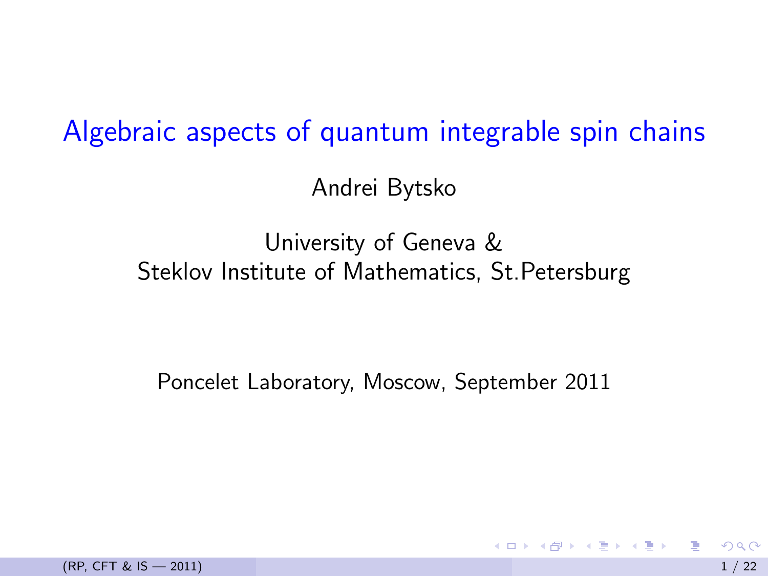# Algebraic aspects of quantum integrable spin chains

Andrei Bytsko

University of Geneva &
Steklov Institute of Mathematics, St.Petersburg

Poncelet Laboratory, Moscow, September 2011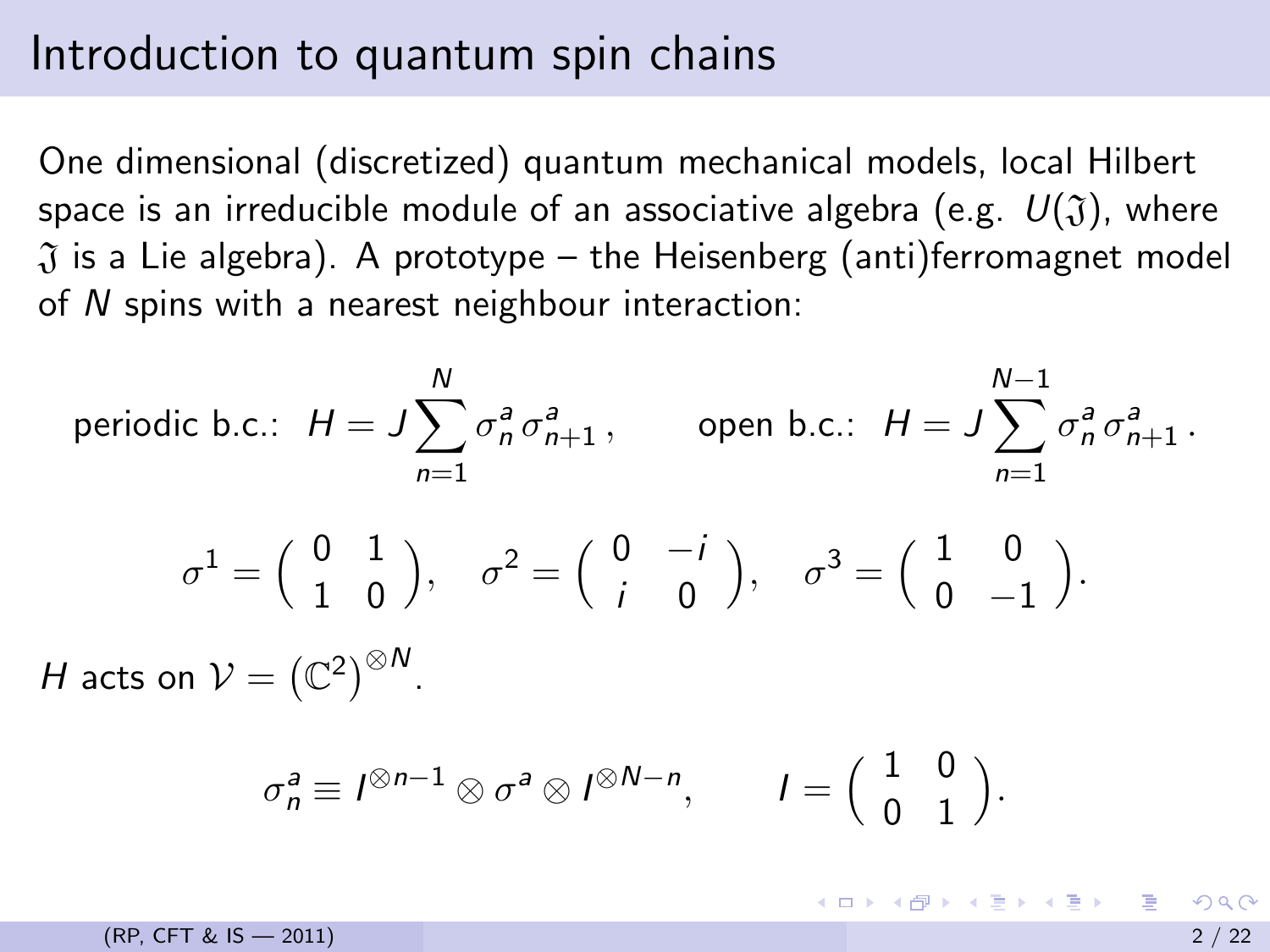# Introduction to quantum spin chains

One dimensional (discretized) quantum mechanical models, local Hilbert space is an irreducible module of an associative algebra (e.g. $U(\mathfrak{J})$, where $\mathfrak{J}$ is a Lie algebra). A prototype – the Heisenberg (anti)ferromagnet model of $N$ spins with a nearest neighbour interaction:

$$\text{periodic b.c.:} \quad H = J \sum_{n=1}^{N} \sigma_n^a \, \sigma_{n+1}^a \,, \qquad \text{open b.c.:} \quad H = J \sum_{n=1}^{N-1} \sigma_n^a \, \sigma_{n+1}^a \,.$$

$$\sigma^1 = \begin{pmatrix} 0 & 1 \\ 1 & 0 \end{pmatrix}, \quad \sigma^2 = \begin{pmatrix} 0 & -i \\ i & 0 \end{pmatrix}, \quad \sigma^3 = \begin{pmatrix} 1 & 0 \\ 0 & -1 \end{pmatrix}.$$

$H$ acts on $\mathcal{V} = \left(\mathbb{C}^2\right)^{\otimes N}$.

$$\sigma_n^a \equiv I^{\otimes n-1} \otimes \sigma^a \otimes I^{\otimes N-n}, \qquad I = \begin{pmatrix} 1 & 0 \\ 0 & 1 \end{pmatrix}.$$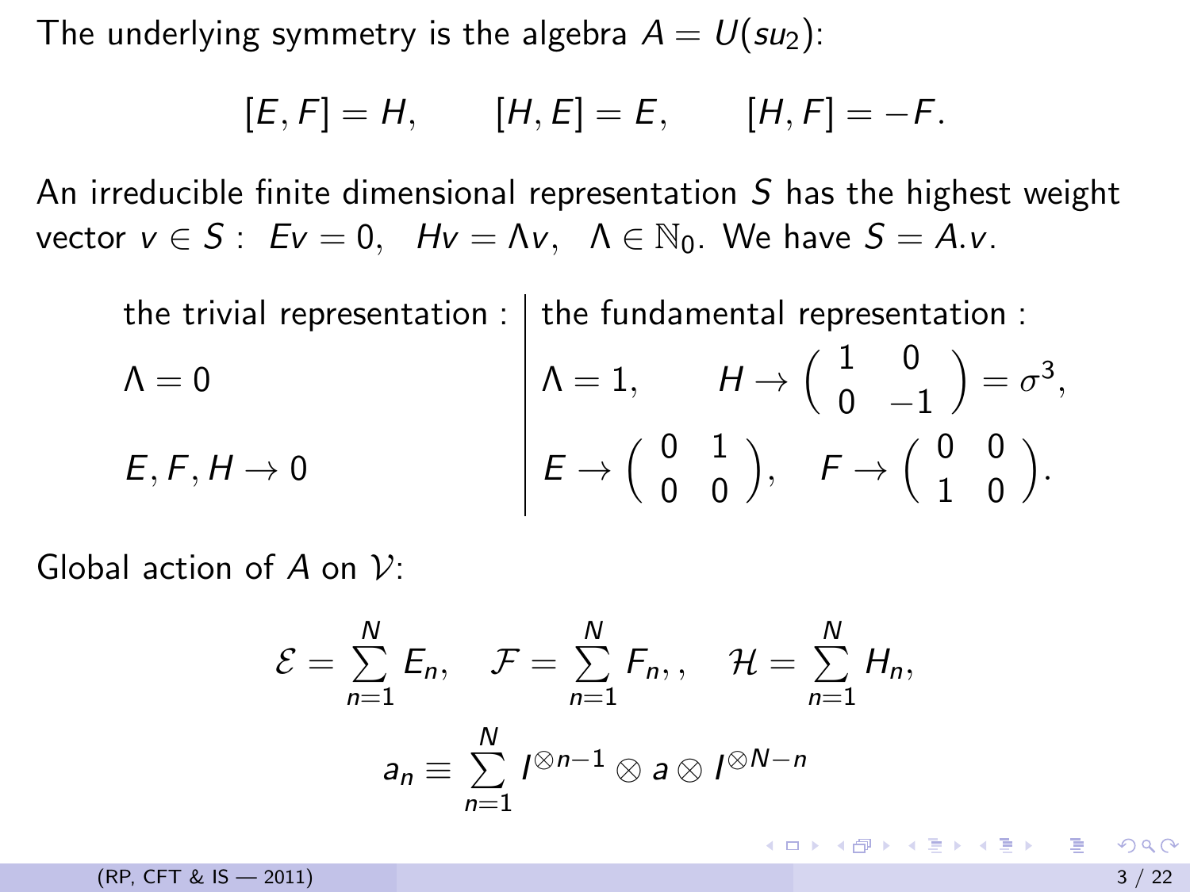The underlying symmetry is the algebra $A = U(su_2)$:

$$[E, F] = H, \qquad [H, E] = E, \qquad [H, F] = -F.$$

An irreducible finite dimensional representation $S$ has the highest weight vector $v \in S: \; Ev = 0, \;\; Hv = \Lambda v, \;\; \Lambda \in \mathbb{N}_0$. We have $S = A.v$.

| the trivial representation : | the fundamental representation : |
|---|---|
| $\Lambda = 0$ | $\Lambda = 1, \qquad H \to \begin{pmatrix} 1 & 0 \\ 0 & -1 \end{pmatrix} = \sigma^3,$ |
| $E, F, H \to 0$ | $E \to \begin{pmatrix} 0 & 1 \\ 0 & 0 \end{pmatrix}, \quad F \to \begin{pmatrix} 0 & 0 \\ 1 & 0 \end{pmatrix}.$ |

Global action of $A$ on $\mathcal{V}$:

$$\mathcal{E} = \sum_{n=1}^{N} E_n, \quad \mathcal{F} = \sum_{n=1}^{N} F_n, , \quad \mathcal{H} = \sum_{n=1}^{N} H_n,$$

$$a_n \equiv \sum_{n=1}^{N} I^{\otimes n-1} \otimes a \otimes I^{\otimes N-n}$$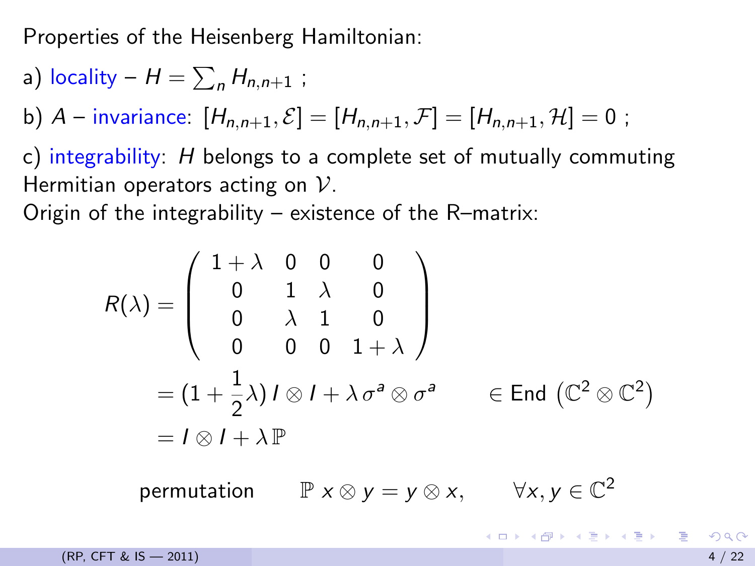Properties of the Heisenberg Hamiltonian:

a) locality – $H = \sum_n H_{n,n+1}$ ;

b) $A$ – invariance: $[H_{n,n+1}, \mathcal{E}] = [H_{n,n+1}, \mathcal{F}] = [H_{n,n+1}, \mathcal{H}] = 0$ ;

c) integrability: $H$ belongs to a complete set of mutually commuting Hermitian operators acting on $\mathcal{V}$.

Origin of the integrability – existence of the R–matrix:

$$
\begin{aligned}
R(\lambda) &= \begin{pmatrix} 1+\lambda & 0 & 0 & 0 \\ 0 & 1 & \lambda & 0 \\ 0 & \lambda & 1 & 0 \\ 0 & 0 & 0 & 1+\lambda \end{pmatrix} \\
&= (1 + \frac{1}{2}\lambda)\, I \otimes I + \lambda\, \sigma^a \otimes \sigma^a \qquad \in \text{End}\left(\mathbb{C}^2 \otimes \mathbb{C}^2\right) \\
&= I \otimes I + \lambda\, \mathbb{P}
\end{aligned}
$$

permutation $\qquad \mathbb{P}\, x \otimes y = y \otimes x, \qquad \forall x, y \in \mathbb{C}^2$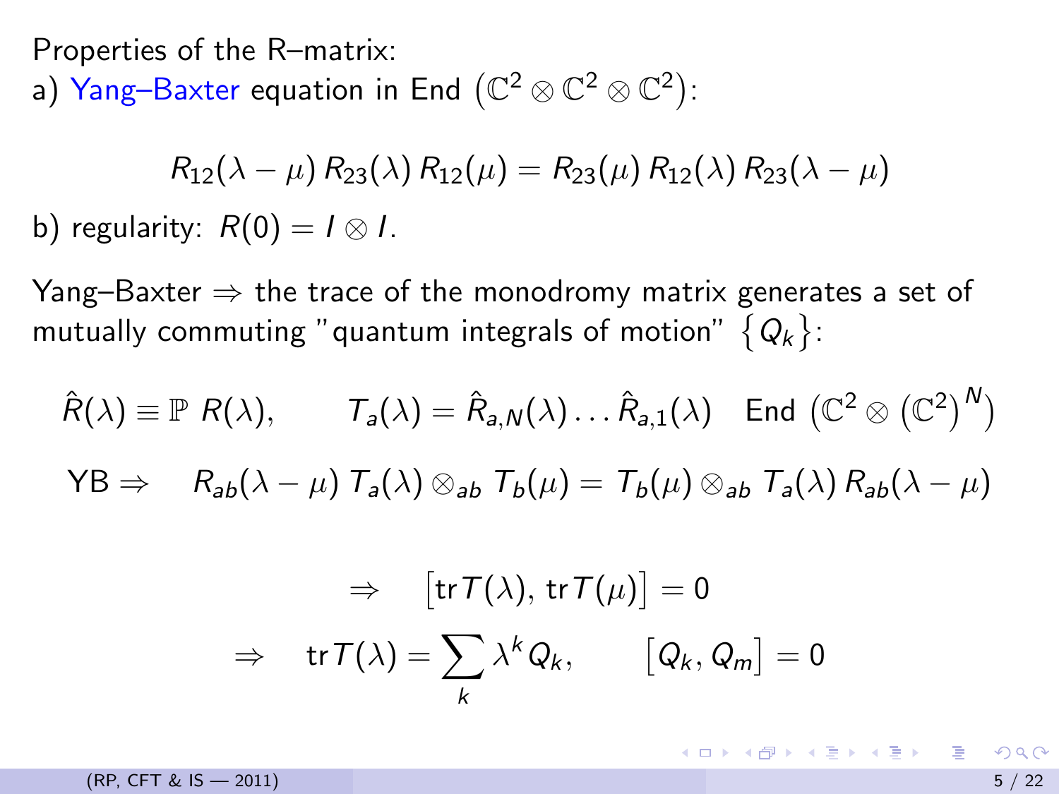Properties of the R–matrix:

a) Yang–Baxter equation in End $\left(\mathbb{C}^2 \otimes \mathbb{C}^2 \otimes \mathbb{C}^2\right)$:

$$R_{12}(\lambda-\mu)\, R_{23}(\lambda)\, R_{12}(\mu) = R_{23}(\mu)\, R_{12}(\lambda)\, R_{23}(\lambda-\mu)$$

b) regularity: $R(0) = I \otimes I$.

Yang–Baxter $\Rightarrow$ the trace of the monodromy matrix generates a set of mutually commuting "quantum integrals of motion" $\{Q_k\}$:

$$\hat{R}(\lambda) \equiv \mathbb{P}\; R(\lambda), \qquad T_a(\lambda) = \hat{R}_{a,N}(\lambda) \dots \hat{R}_{a,1}(\lambda) \quad \text{End}\left(\mathbb{C}^2 \otimes \left(\mathbb{C}^2\right)^N\right)$$

$$\text{YB} \Rightarrow \quad R_{ab}(\lambda-\mu)\, T_a(\lambda) \otimes_{ab} T_b(\mu) = T_b(\mu) \otimes_{ab} T_a(\lambda)\, R_{ab}(\lambda-\mu)$$

$$\Rightarrow \quad \left[\operatorname{tr} T(\lambda),\, \operatorname{tr} T(\mu)\right] = 0$$

$$\Rightarrow \quad \operatorname{tr} T(\lambda) = \sum_k \lambda^k Q_k, \qquad \left[Q_k, Q_m\right] = 0$$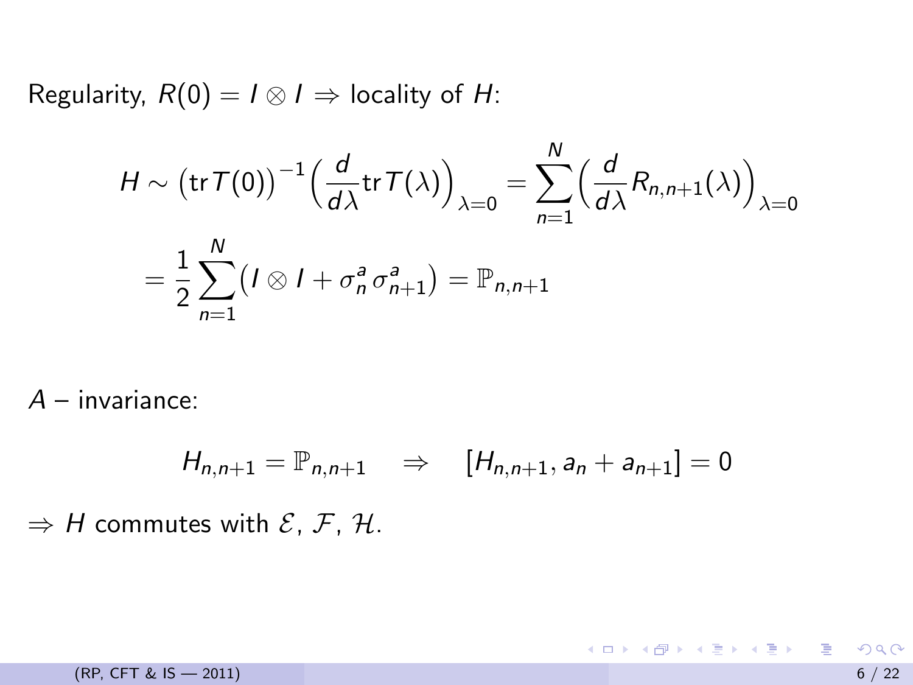Regularity, $R(0) = I \otimes I \Rightarrow$ locality of $H$:

$$
H \sim \big(\operatorname{tr} T(0)\big)^{-1} \Big(\frac{d}{d\lambda} \operatorname{tr} T(\lambda)\Big)_{\lambda=0} = \sum_{n=1}^{N} \Big(\frac{d}{d\lambda} R_{n,n+1}(\lambda)\Big)_{\lambda=0}
$$

$$
= \frac{1}{2} \sum_{n=1}^{N} \big(I \otimes I + \sigma_n^a \sigma_{n+1}^a\big) = \mathbb{P}_{n,n+1}
$$

$A$ – invariance:

$$
H_{n,n+1} = \mathbb{P}_{n,n+1} \quad \Rightarrow \quad [H_{n,n+1}, a_n + a_{n+1}] = 0
$$

$\Rightarrow$ $H$ commutes with $\mathcal{E}$, $\mathcal{F}$, $\mathcal{H}$.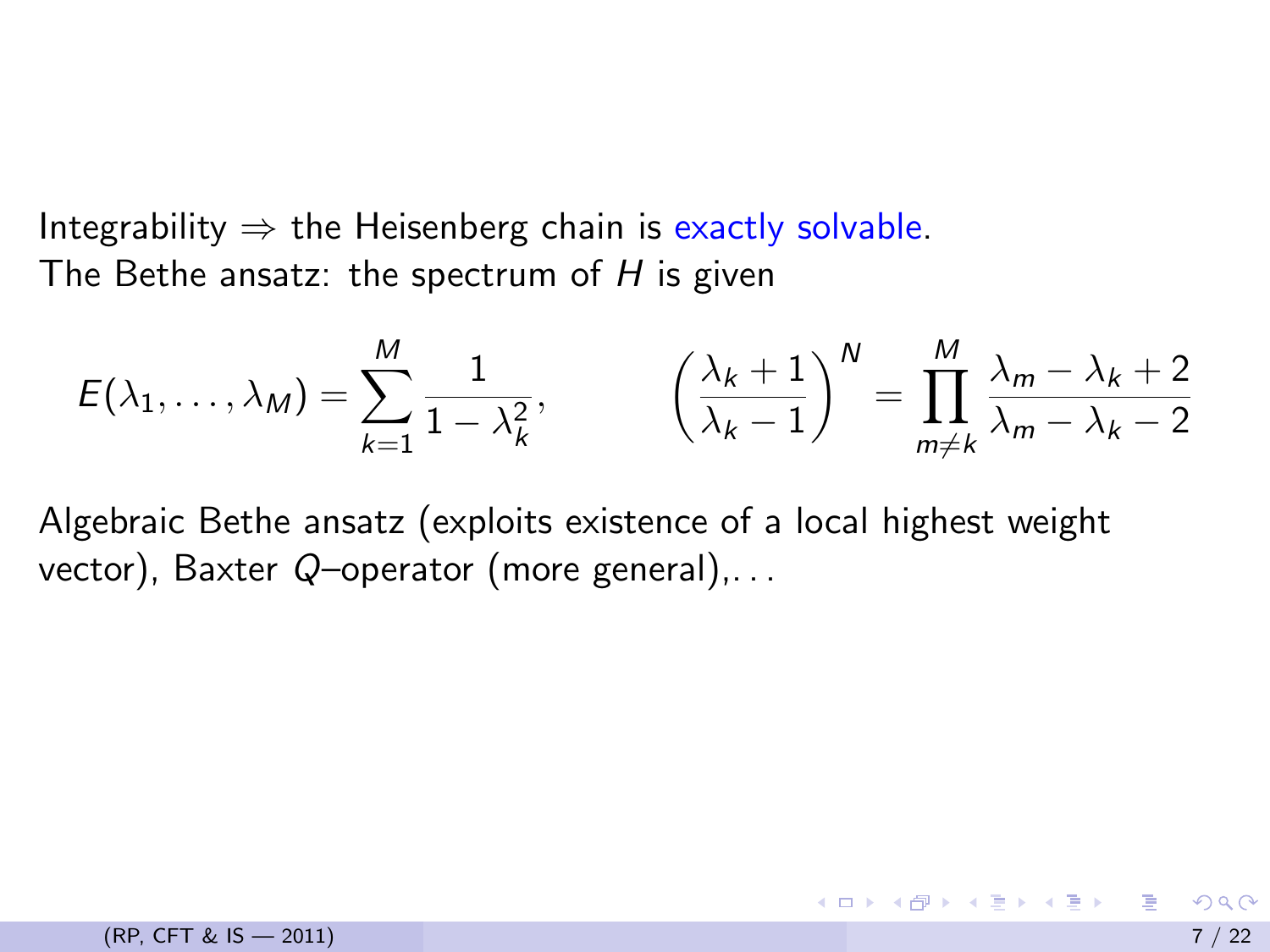Integrability $\Rightarrow$ the Heisenberg chain is exactly solvable.
The Bethe ansatz: the spectrum of $H$ is given

$$E(\lambda_1, \ldots, \lambda_M) = \sum_{k=1}^{M} \frac{1}{1-\lambda_k^2}, \qquad \left(\frac{\lambda_k + 1}{\lambda_k - 1}\right)^N = \prod_{m \neq k}^{M} \frac{\lambda_m - \lambda_k + 2}{\lambda_m - \lambda_k - 2}$$

Algebraic Bethe ansatz (exploits existence of a local highest weight vector), Baxter $Q$–operator (more general),...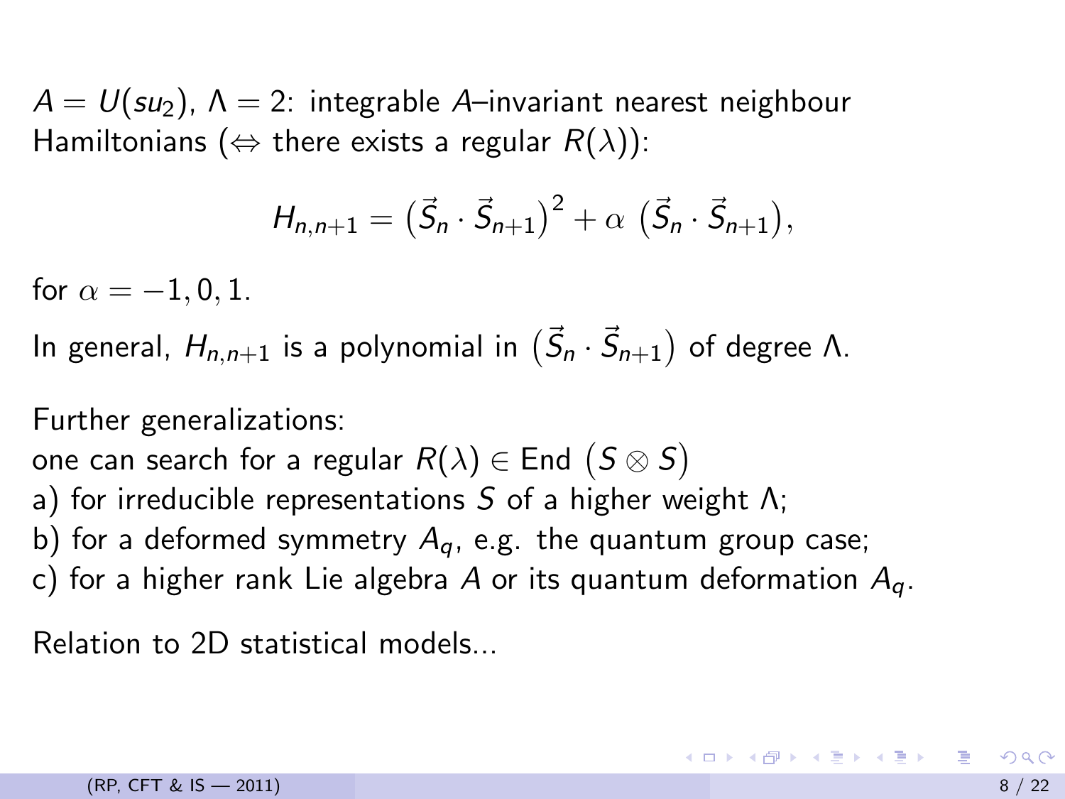$A = U(su_2)$, $\Lambda = 2$: integrable $A$–invariant nearest neighbour Hamiltonians ($\Leftrightarrow$ there exists a regular $R(\lambda)$):

$$H_{n,n+1} = \big(\vec{S}_n \cdot \vec{S}_{n+1}\big)^2 + \alpha \, \big(\vec{S}_n \cdot \vec{S}_{n+1}\big),$$

for $\alpha = -1, 0, 1$.

In general, $H_{n,n+1}$ is a polynomial in $\big(\vec{S}_n \cdot \vec{S}_{n+1}\big)$ of degree $\Lambda$.

Further generalizations:
one can search for a regular $R(\lambda) \in \mathrm{End}\,\big(S \otimes S\big)$
a) for irreducible representations $S$ of a higher weight $\Lambda$;
b) for a deformed symmetry $A_q$, e.g. the quantum group case;
c) for a higher rank Lie algebra $A$ or its quantum deformation $A_q$.

Relation to 2D statistical models...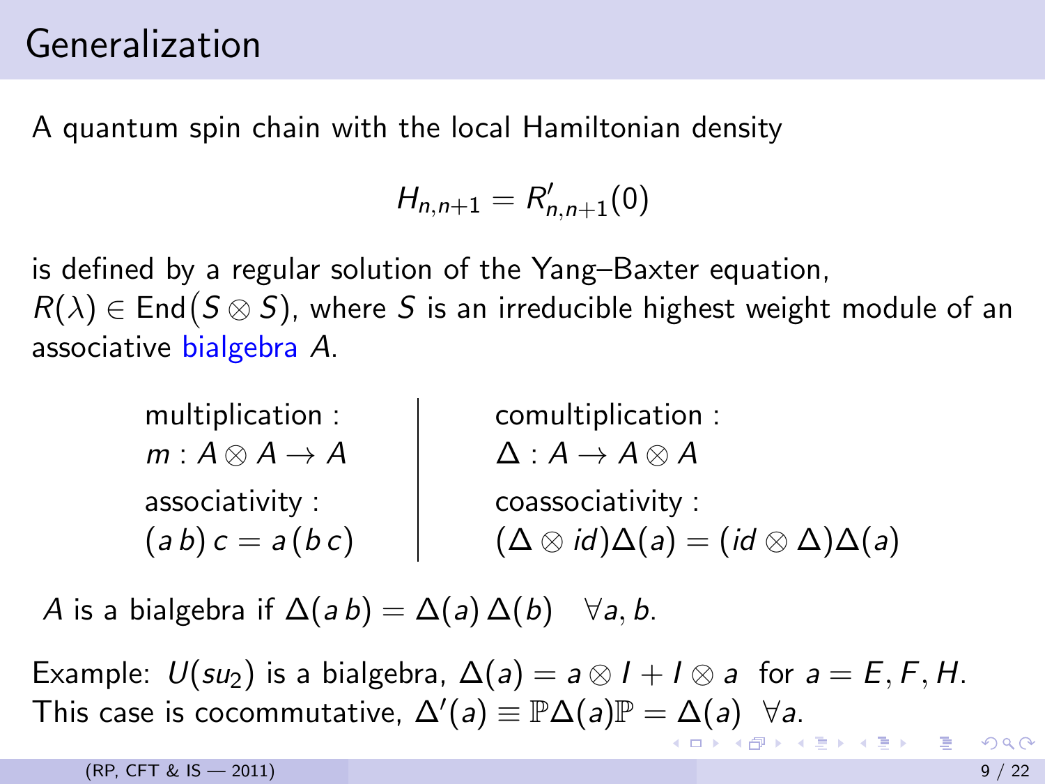# Generalization

A quantum spin chain with the local Hamiltonian density

$$H_{n,n+1} = R'_{n,n+1}(0)$$

is defined by a regular solution of the Yang–Baxter equation, $R(\lambda) \in \mathrm{End}\big(S \otimes S\big)$, where $S$ is an irreducible highest weight module of an associative bialgebra $A$.

| multiplication : | comultiplication : |
|---|---|
| $m : A \otimes A \to A$ | $\Delta : A \to A \otimes A$ |
| associativity : | coassociativity : |
| $(a\,b)\,c = a\,(b\,c)$ | $(\Delta \otimes id)\Delta(a) = (id \otimes \Delta)\Delta(a)$ |

$A$ is a bialgebra if $\Delta(a\,b) = \Delta(a)\,\Delta(b) \quad \forall a, b.$

Example: $U(su_2)$ is a bialgebra, $\Delta(a) = a \otimes I + I \otimes a$ for $a = E, F, H$. This case is cocommutative, $\Delta'(a) \equiv \mathbb{P}\Delta(a)\mathbb{P} = \Delta(a) \;\; \forall a$.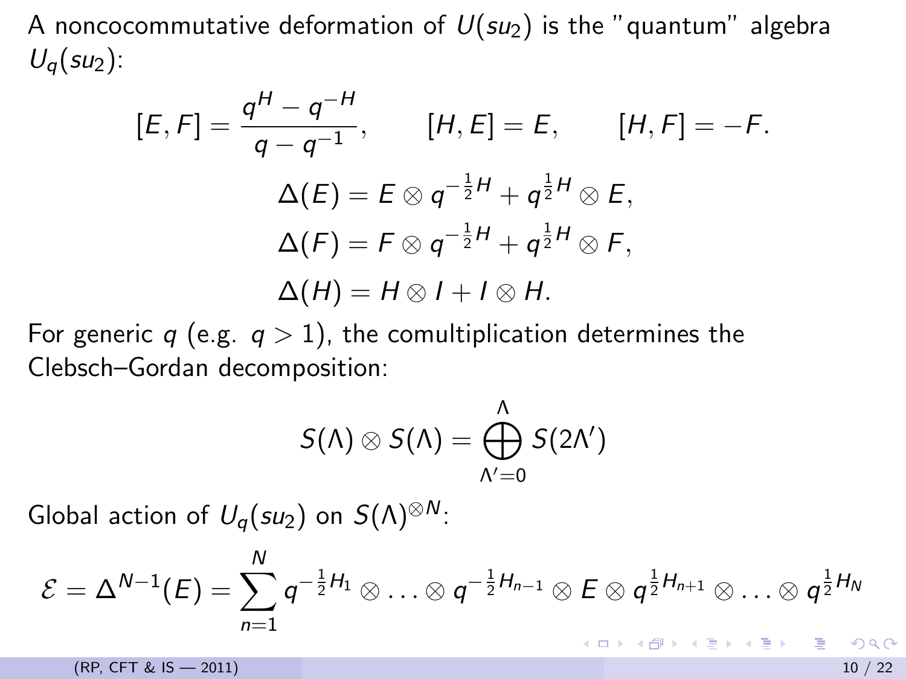A noncocommutative deformation of $U(su_2)$ is the "quantum" algebra $U_q(su_2)$:

$$[E,F] = \frac{q^H - q^{-H}}{q - q^{-1}}, \qquad [H,E] = E, \qquad [H,F] = -F.$$

$$\Delta(E) = E \otimes q^{-\frac{1}{2}H} + q^{\frac{1}{2}H} \otimes E,$$

$$\Delta(F) = F \otimes q^{-\frac{1}{2}H} + q^{\frac{1}{2}H} \otimes F,$$

$$\Delta(H) = H \otimes I + I \otimes H.$$

For generic $q$ (e.g. $q > 1$), the comultiplication determines the Clebsch–Gordan decomposition:

$$S(\Lambda) \otimes S(\Lambda) = \bigoplus_{\Lambda'=0}^{\Lambda} S(2\Lambda')$$

Global action of $U_q(su_2)$ on $S(\Lambda)^{\otimes N}$:

$$\mathcal{E} = \Delta^{N-1}(E) = \sum_{n=1}^{N} q^{-\frac{1}{2}H_1} \otimes \ldots \otimes q^{-\frac{1}{2}H_{n-1}} \otimes E \otimes q^{\frac{1}{2}H_{n+1}} \otimes \ldots \otimes q^{\frac{1}{2}H_N}$$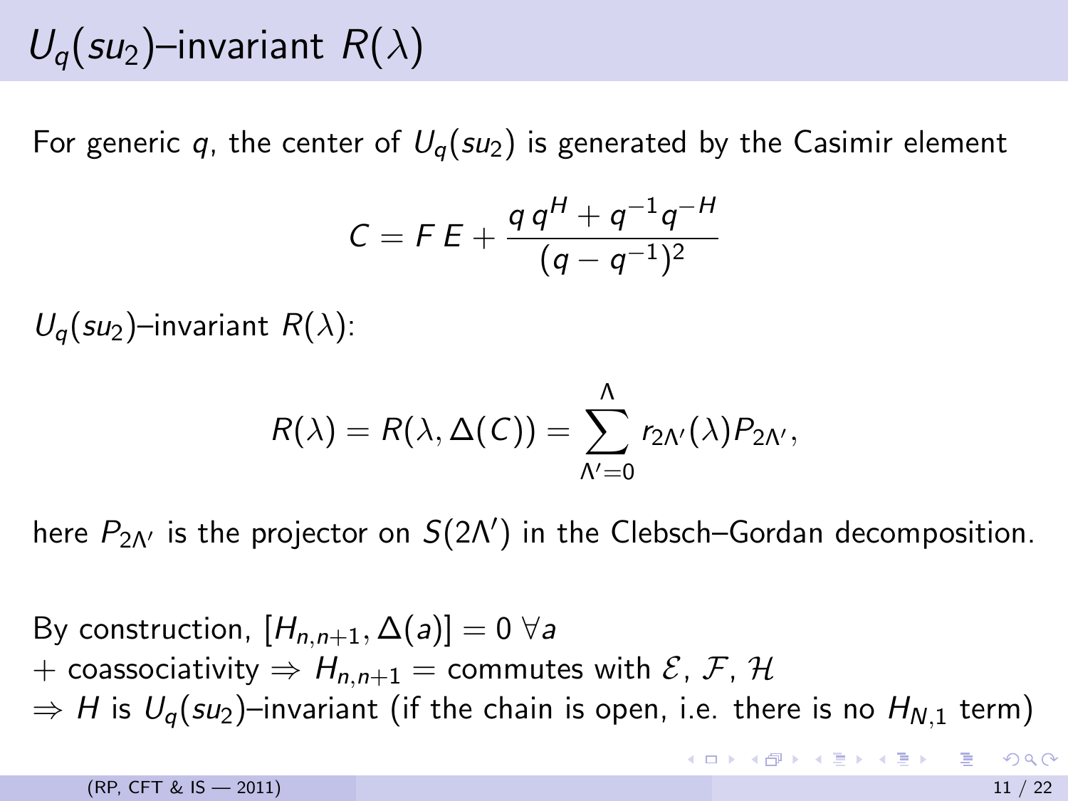# $U_q(su_2)$–invariant $R(\lambda)$

For generic $q$, the center of $U_q(su_2)$ is generated by the Casimir element

$$C = F\,E + \frac{q\,q^H + q^{-1}q^{-H}}{(q-q^{-1})^2}$$

$U_q(su_2)$–invariant $R(\lambda)$:

$$R(\lambda) = R(\lambda, \Delta(C)) = \sum_{\Lambda'=0}^{\Lambda} r_{2\Lambda'}(\lambda) P_{2\Lambda'},$$

here $P_{2\Lambda'}$ is the projector on $S(2\Lambda')$ in the Clebsch–Gordan decomposition.

By construction, $[H_{n,n+1}, \Delta(a)] = 0\ \forall a$

+ coassociativity $\Rightarrow H_{n,n+1}$ = commutes with $\mathcal{E}$, $\mathcal{F}$, $\mathcal{H}$

$\Rightarrow H$ is $U_q(su_2)$–invariant (if the chain is open, i.e. there is no $H_{N,1}$ term)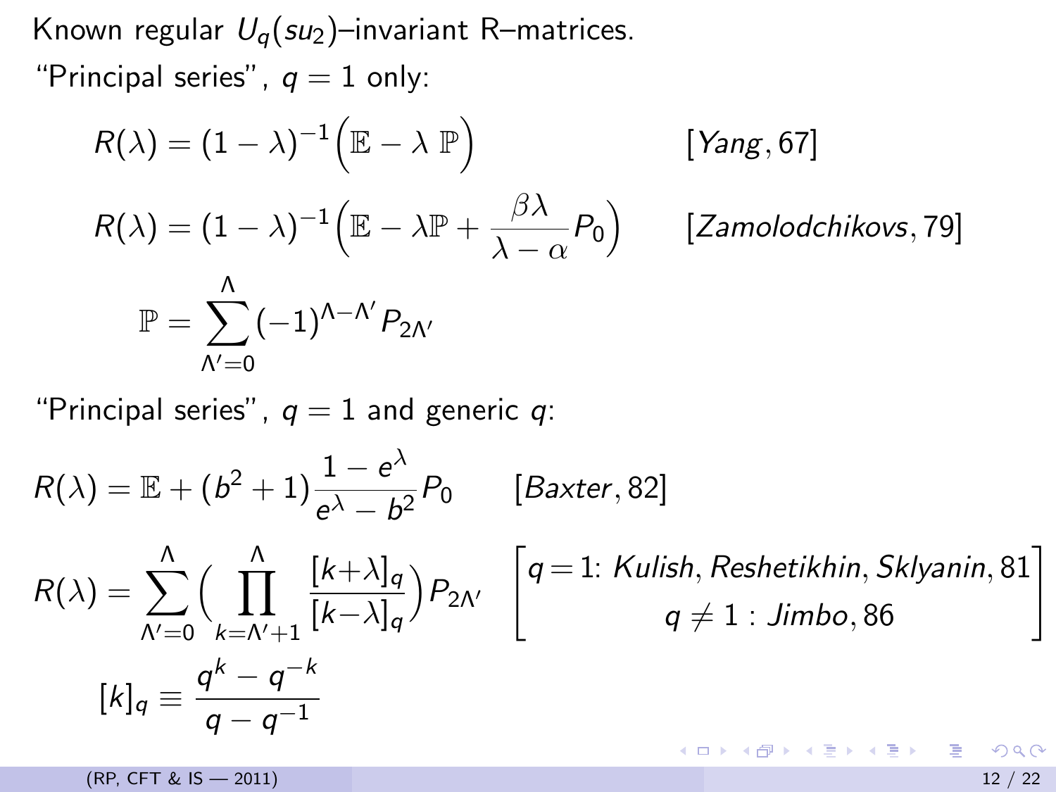Known regular $U_q(su_2)$–invariant R–matrices.

"Principal series", $q = 1$ only:

$$R(\lambda) = (1-\lambda)^{-1}\Big(\mathbb{E} - \lambda\, \mathbb{P}\Big) \qquad [Yang, 67]$$

$$R(\lambda) = (1-\lambda)^{-1}\Big(\mathbb{E} - \lambda\mathbb{P} + \frac{\beta\lambda}{\lambda-\alpha} P_0\Big) \qquad [Zamolodchikovs, 79]$$

$$\mathbb{P} = \sum_{\Lambda'=0}^{\Lambda} (-1)^{\Lambda-\Lambda'} P_{2\Lambda'}$$

"Principal series", $q = 1$ and generic $q$:

$$R(\lambda) = \mathbb{E} + (b^2+1)\frac{1-e^{\lambda}}{e^{\lambda}-b^2} P_0 \qquad [Baxter, 82]$$

$$R(\lambda) = \sum_{\Lambda'=0}^{\Lambda}\Big(\prod_{k=\Lambda'+1}^{\Lambda}\frac{[k+\lambda]_q}{[k-\lambda]_q}\Big)P_{2\Lambda'} \qquad \begin{bmatrix} q=1\text{: } Kulish, Reshetikhin, Sklyanin, 81 \\ q \neq 1 : Jimbo, 86 \end{bmatrix}$$

$$[k]_q \equiv \frac{q^k - q^{-k}}{q - q^{-1}}$$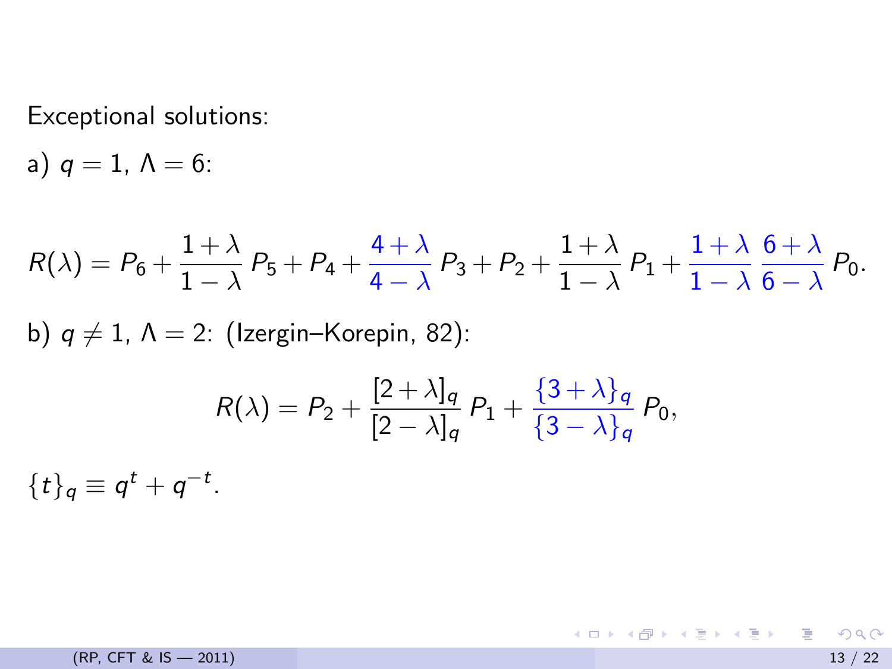Exceptional solutions:

a) $q = 1$, $\Lambda = 6$:

$$R(\lambda) = P_6 + \frac{1+\lambda}{1-\lambda} P_5 + P_4 + \frac{4+\lambda}{4-\lambda} P_3 + P_2 + \frac{1+\lambda}{1-\lambda} P_1 + \frac{1+\lambda}{1-\lambda} \frac{6+\lambda}{6-\lambda} P_0.$$

b) $q \neq 1$, $\Lambda = 2$: (Izergin–Korepin, 82):

$$R(\lambda) = P_2 + \frac{[2+\lambda]_q}{[2-\lambda]_q} P_1 + \frac{\{3+\lambda\}_q}{\{3-\lambda\}_q} P_0,$$

$\{t\}_q \equiv q^t + q^{-t}$.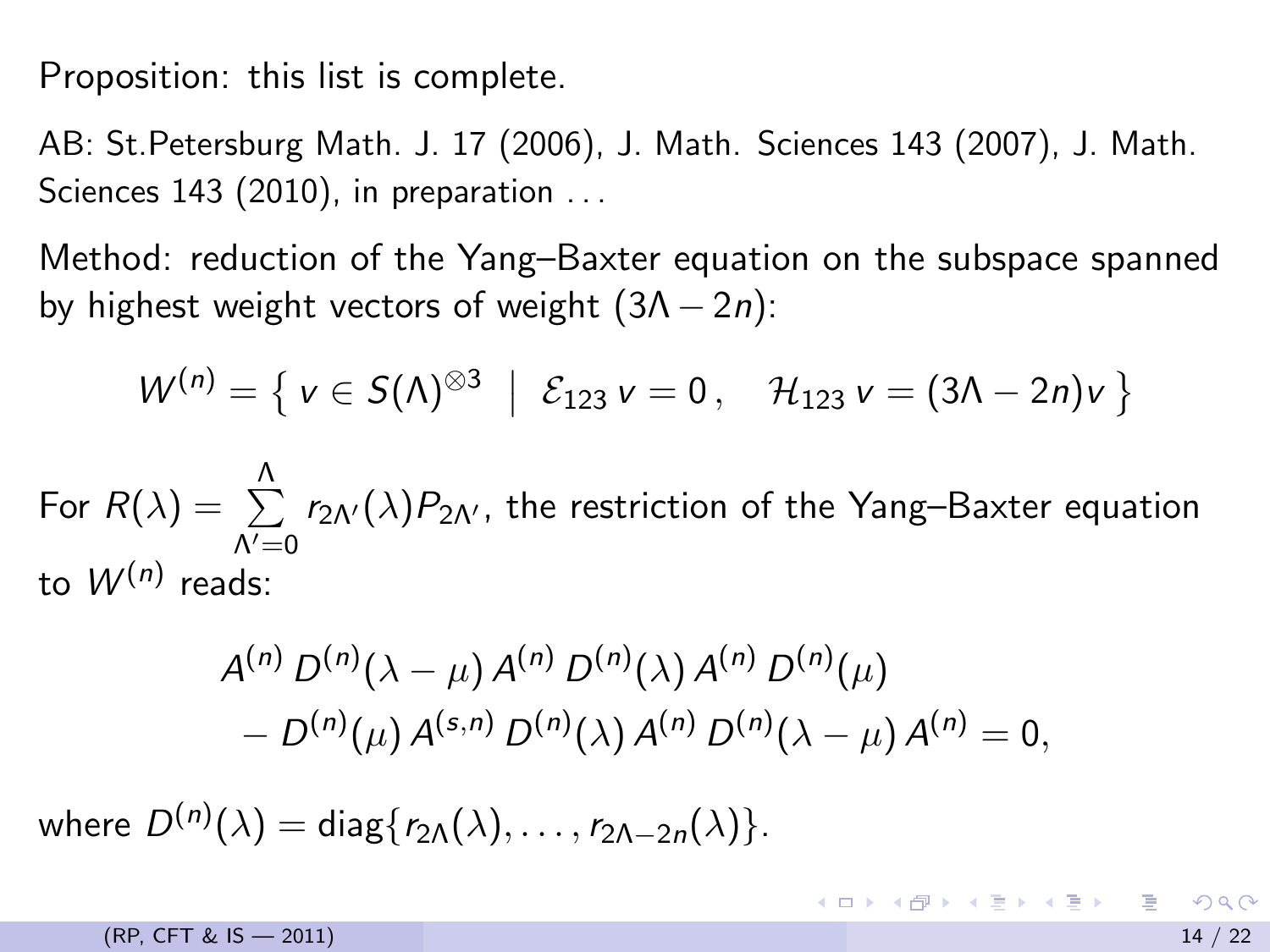Proposition: this list is complete.

AB: St.Petersburg Math. J. 17 (2006), J. Math. Sciences 143 (2007), J. Math. Sciences 143 (2010), in preparation . . .

Method: reduction of the Yang–Baxter equation on the subspace spanned by highest weight vectors of weight $(3\Lambda - 2n)$:

$$W^{(n)} = \left\{ \, v \in S(\Lambda)^{\otimes 3} \;\middle|\; \mathcal{E}_{123}\, v = 0\,, \quad \mathcal{H}_{123}\, v = (3\Lambda - 2n) v \, \right\}$$

For $R(\lambda) = \sum\limits_{\Lambda'=0}^{\Lambda} r_{2\Lambda'}(\lambda) P_{2\Lambda'}$, the restriction of the Yang–Baxter equation to $W^{(n)}$ reads:

$$\begin{aligned} & A^{(n)}\, D^{(n)}(\lambda - \mu)\, A^{(n)}\, D^{(n)}(\lambda)\, A^{(n)}\, D^{(n)}(\mu) \\ & \quad - D^{(n)}(\mu)\, A^{(s,n)}\, D^{(n)}(\lambda)\, A^{(n)}\, D^{(n)}(\lambda - \mu)\, A^{(n)} = 0, \end{aligned}$$

where $D^{(n)}(\lambda) = \mathrm{diag}\{ r_{2\Lambda}(\lambda), \ldots, r_{2\Lambda - 2n}(\lambda) \}$.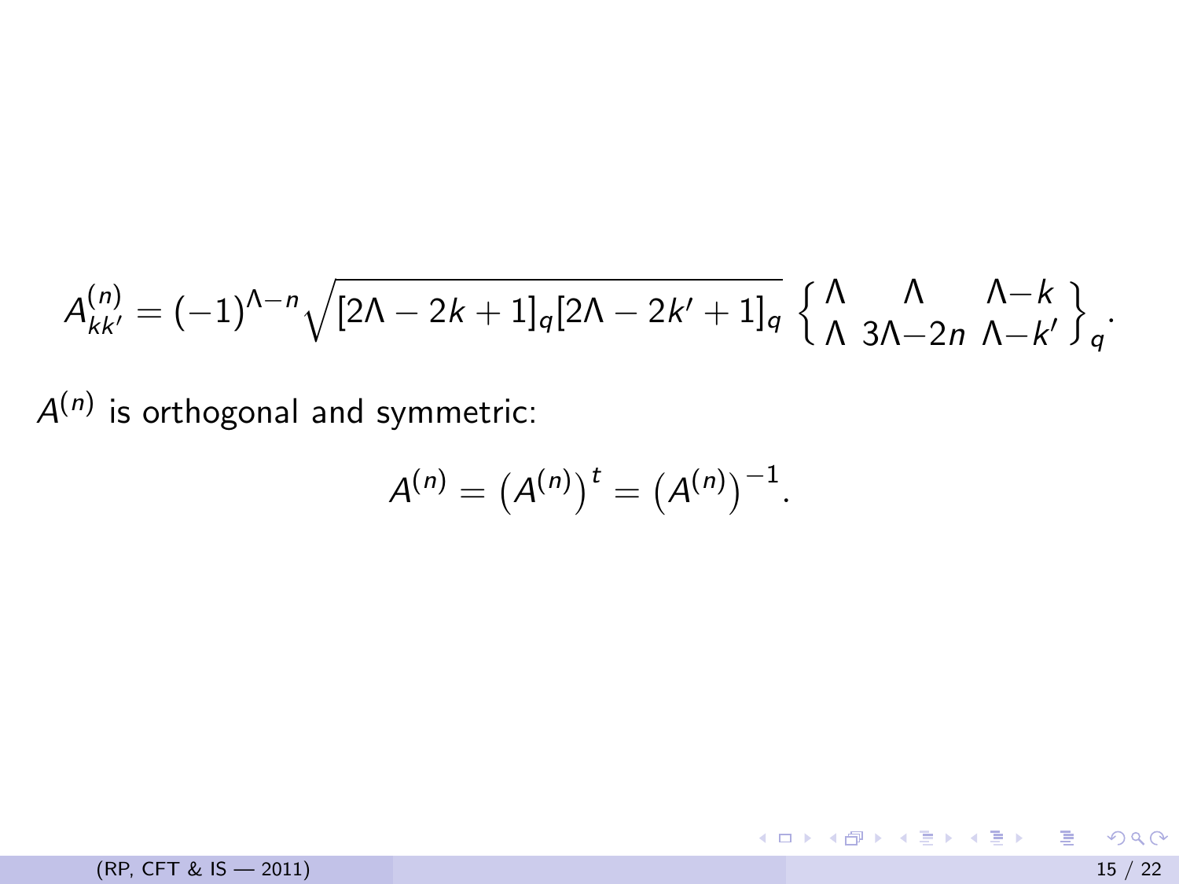$$A^{(n)}_{kk'} = (-1)^{\Lambda-n}\sqrt{[2\Lambda-2k+1]_q[2\Lambda-2k'+1]_q}\,\left\{\begin{matrix}\Lambda & \Lambda & \Lambda-k\\ \Lambda & 3\Lambda-2n & \Lambda-k'\end{matrix}\right\}_q.$$

$A^{(n)}$ is orthogonal and symmetric:

$$A^{(n)} = \left(A^{(n)}\right)^t = \left(A^{(n)}\right)^{-1}.$$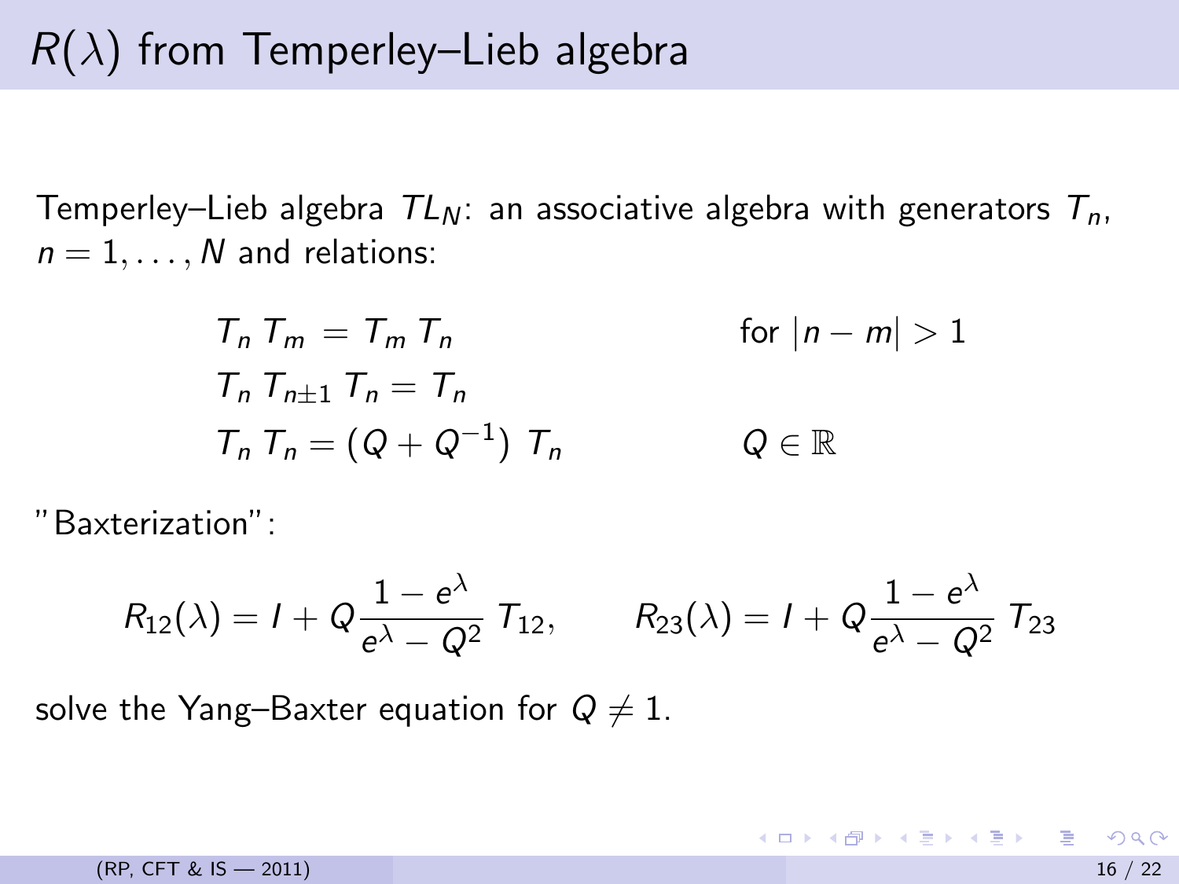# $R(\lambda)$ from Temperley–Lieb algebra

Temperley–Lieb algebra $TL_N$: an associative algebra with generators $T_n$, $n = 1, \ldots, N$ and relations:

$$
\begin{aligned}
&T_n \, T_m = T_m \, T_n && \text{for } |n-m| > 1 \\
&T_n \, T_{n\pm 1} \, T_n = T_n && \\
&T_n \, T_n = (Q + Q^{-1}) \; T_n && Q \in \mathbb{R}
\end{aligned}
$$

"Baxterization":

$$
R_{12}(\lambda) = I + Q \frac{1 - e^{\lambda}}{e^{\lambda} - Q^2} \, T_{12}, \qquad R_{23}(\lambda) = I + Q \frac{1 - e^{\lambda}}{e^{\lambda} - Q^2} \, T_{23}
$$

solve the Yang–Baxter equation for $Q \neq 1$.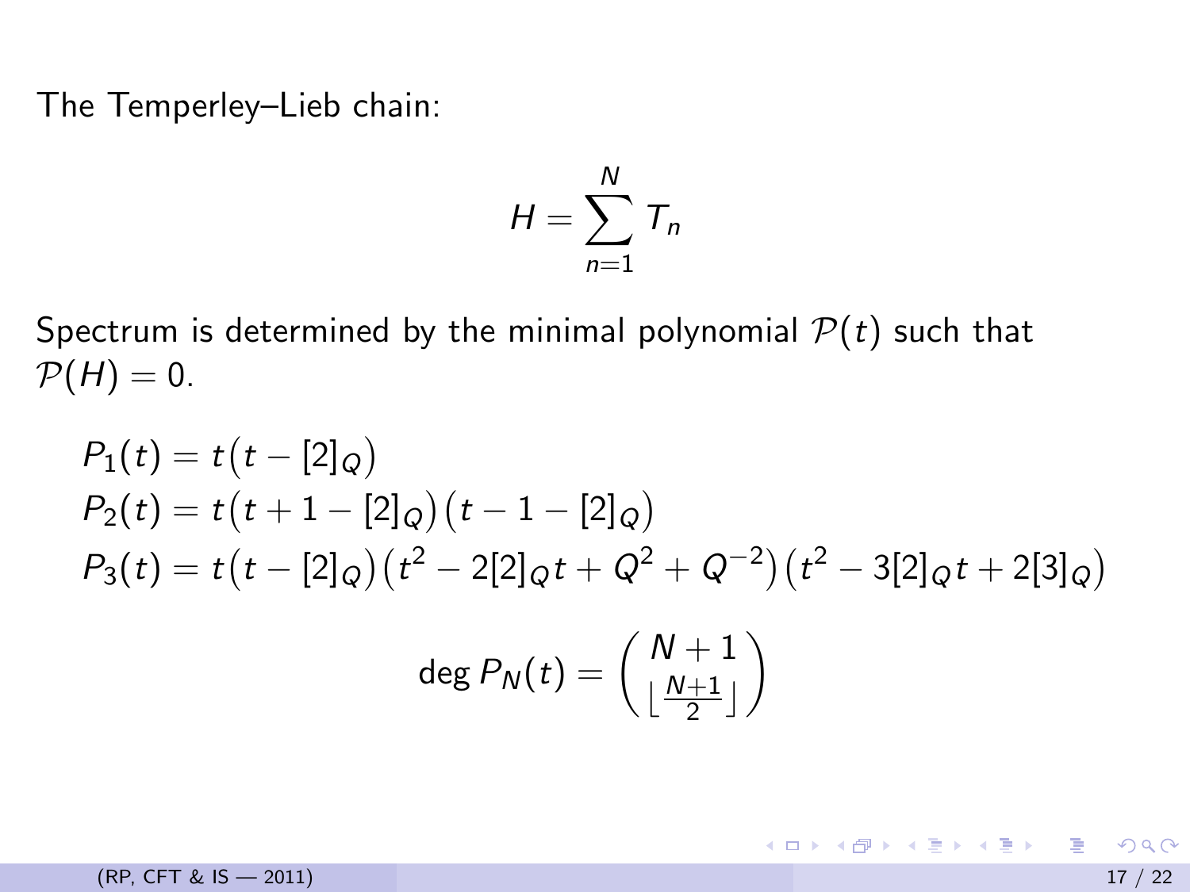The Temperley–Lieb chain:

$$H = \sum_{n=1}^{N} T_n$$

Spectrum is determined by the minimal polynomial $\mathcal{P}(t)$ such that $\mathcal{P}(H) = 0$.

$$P_1(t) = t\big(t - [2]_Q\big)$$
$$P_2(t) = t\big(t + 1 - [2]_Q\big)\big(t - 1 - [2]_Q\big)$$
$$P_3(t) = t\big(t - [2]_Q\big)\big(t^2 - 2[2]_Q t + Q^2 + Q^{-2}\big)\big(t^2 - 3[2]_Q t + 2[3]_Q\big)$$

$$\deg P_N(t) = \binom{N+1}{\lfloor \frac{N+1}{2} \rfloor}$$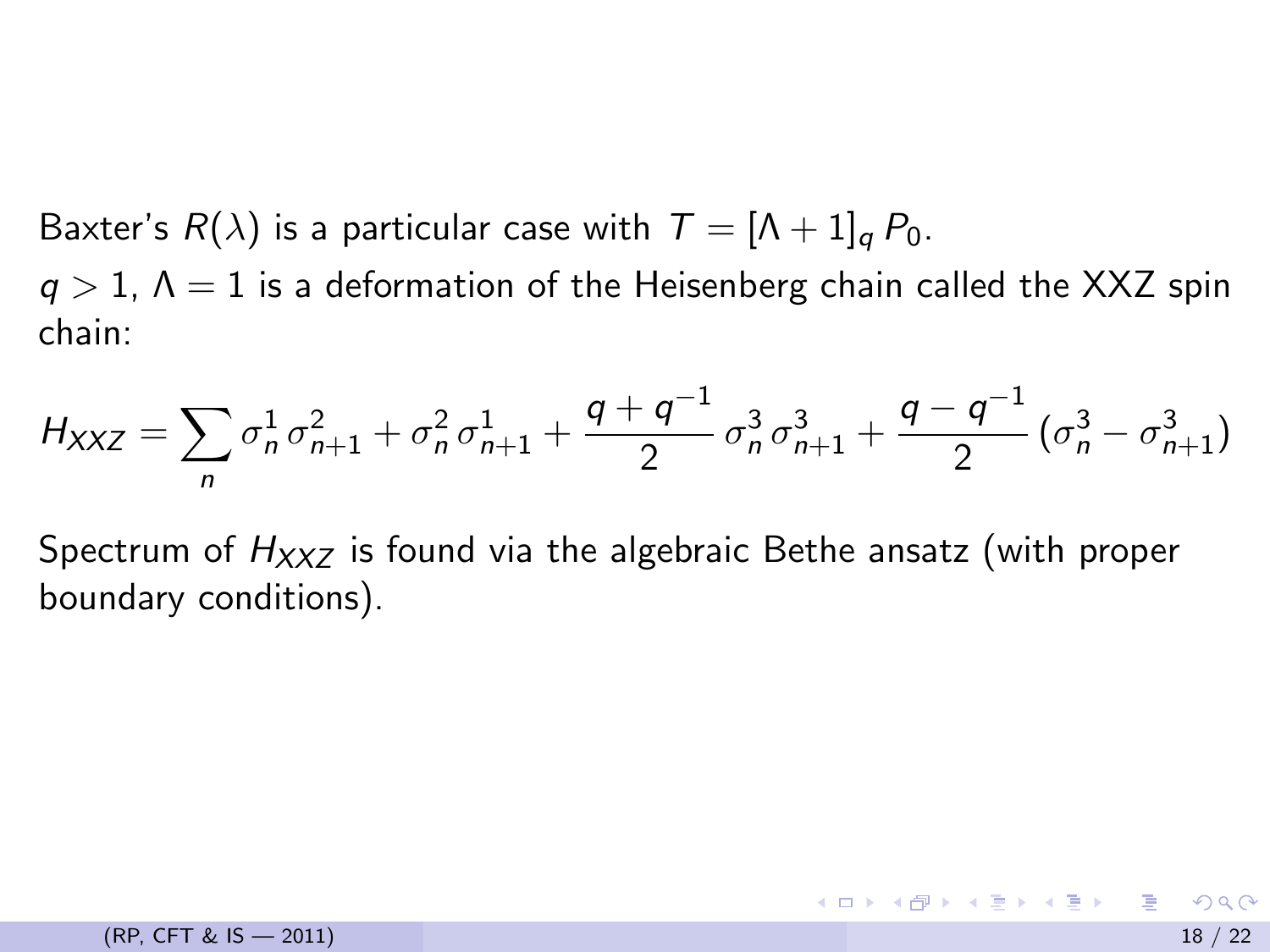Baxter's $R(\lambda)$ is a particular case with $T = [\Lambda + 1]_q \, P_0$.

$q > 1$, $\Lambda = 1$ is a deformation of the Heisenberg chain called the XXZ spin chain:

$$H_{XXZ} = \sum_n \sigma_n^1 \, \sigma_{n+1}^2 + \sigma_n^2 \, \sigma_{n+1}^1 + \frac{q + q^{-1}}{2} \, \sigma_n^3 \, \sigma_{n+1}^3 + \frac{q - q^{-1}}{2} \, (\sigma_n^3 - \sigma_{n+1}^3)$$

Spectrum of $H_{XXZ}$ is found via the algebraic Bethe ansatz (with proper boundary conditions).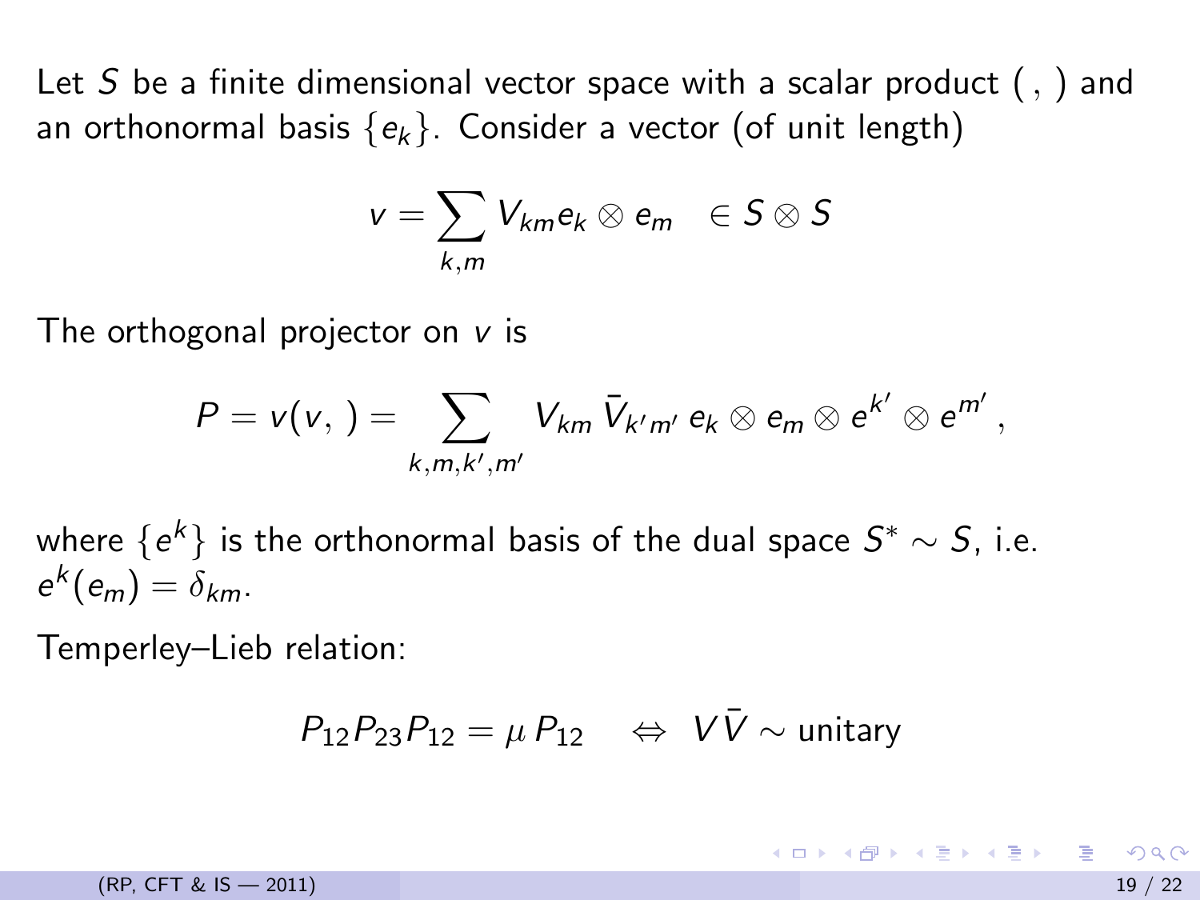Let $S$ be a finite dimensional vector space with a scalar product $( \, , \, )$ and an orthonormal basis $\{e_k\}$. Consider a vector (of unit length)

$$v = \sum_{k,m} V_{km} e_k \otimes e_m \quad \in S \otimes S$$

The orthogonal projector on $v$ is

$$P = v(v, \,) = \sum_{k,m,k',m'} V_{km} \, \bar{V}_{k'm'} \, e_k \otimes e_m \otimes e^{k'} \otimes e^{m'} \, ,$$

where $\{e^k\}$ is the orthonormal basis of the dual space $S^* \sim S$, i.e. $e^k(e_m) = \delta_{km}$.

Temperley–Lieb relation:

$$P_{12} P_{23} P_{12} = \mu \, P_{12} \quad \Leftrightarrow \;\; V \bar{V} \sim \text{unitary}$$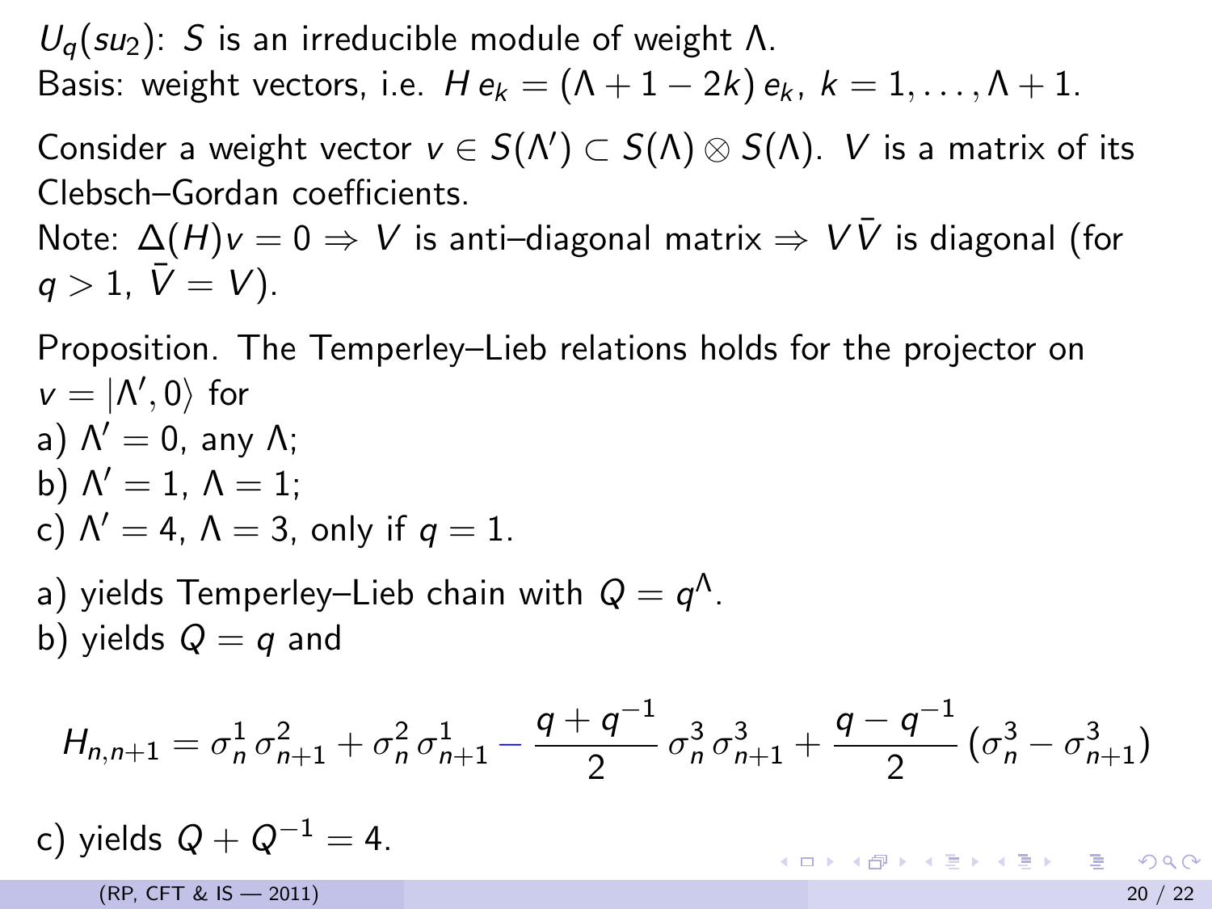$U_q(su_2)$: $S$ is an irreducible module of weight $\Lambda$.
Basis: weight vectors, i.e. $H\, e_k = (\Lambda + 1 - 2k)\, e_k$, $k = 1, \ldots, \Lambda + 1$.

Consider a weight vector $v \in S(\Lambda') \subset S(\Lambda) \otimes S(\Lambda)$. $V$ is a matrix of its Clebsch–Gordan coefficients.
Note: $\Delta(H) v = 0 \Rightarrow V$ is anti–diagonal matrix $\Rightarrow V \bar{V}$ is diagonal (for $q > 1$, $\bar{V} = V$).

Proposition. The Temperley–Lieb relations holds for the projector on $v = |\Lambda', 0\rangle$ for

a) $\Lambda' = 0$, any $\Lambda$;
b) $\Lambda' = 1$, $\Lambda = 1$;
c) $\Lambda' = 4$, $\Lambda = 3$, only if $q = 1$.

a) yields Temperley–Lieb chain with $Q = q^{\Lambda}$.
b) yields $Q = q$ and

$$H_{n,n+1} = \sigma_n^1 \, \sigma_{n+1}^2 + \sigma_n^2 \, \sigma_{n+1}^1 - \frac{q + q^{-1}}{2} \, \sigma_n^3 \, \sigma_{n+1}^3 + \frac{q - q^{-1}}{2} \, (\sigma_n^3 - \sigma_{n+1}^3)$$

c) yields $Q + Q^{-1} = 4$.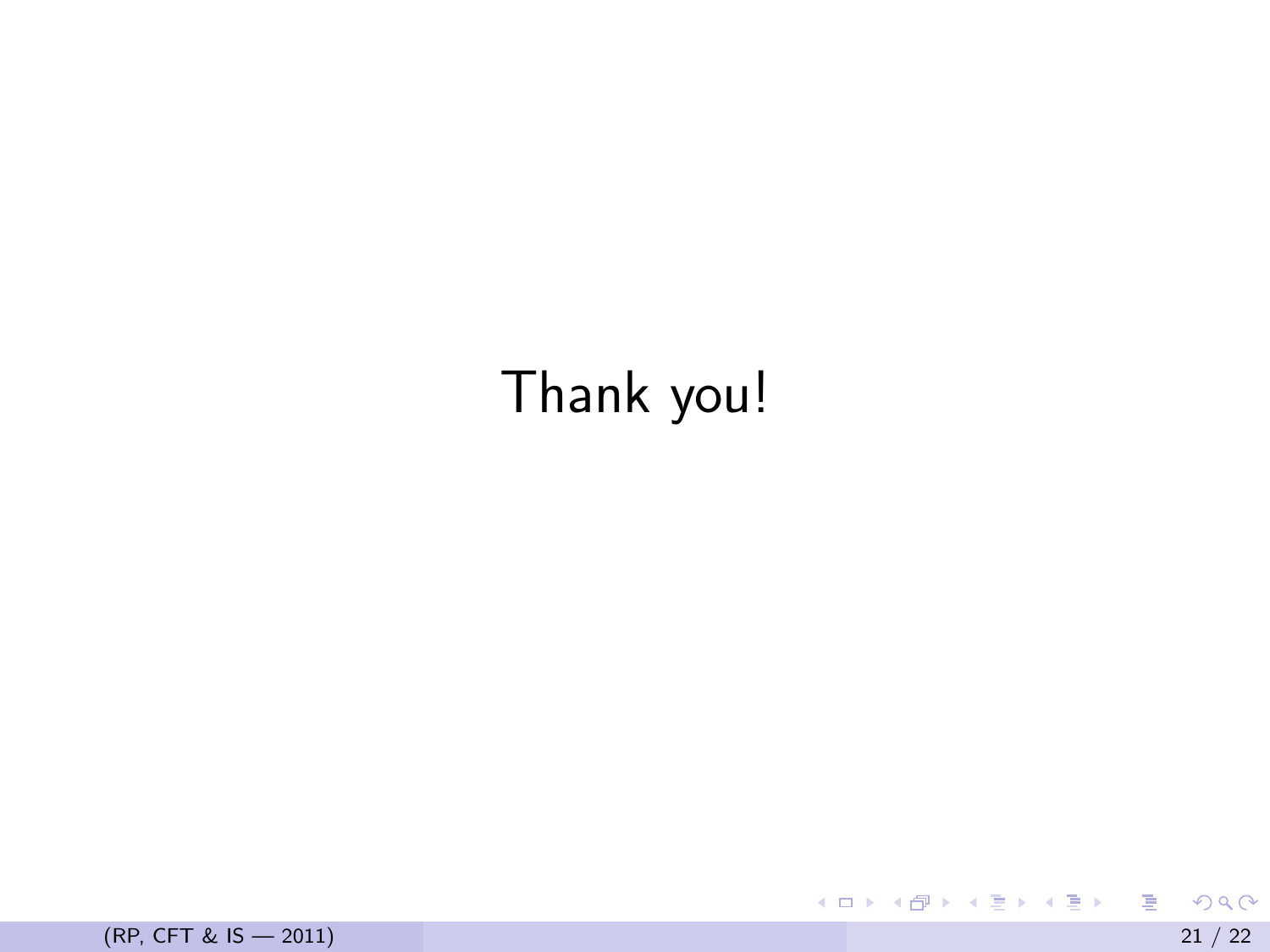Thank you!